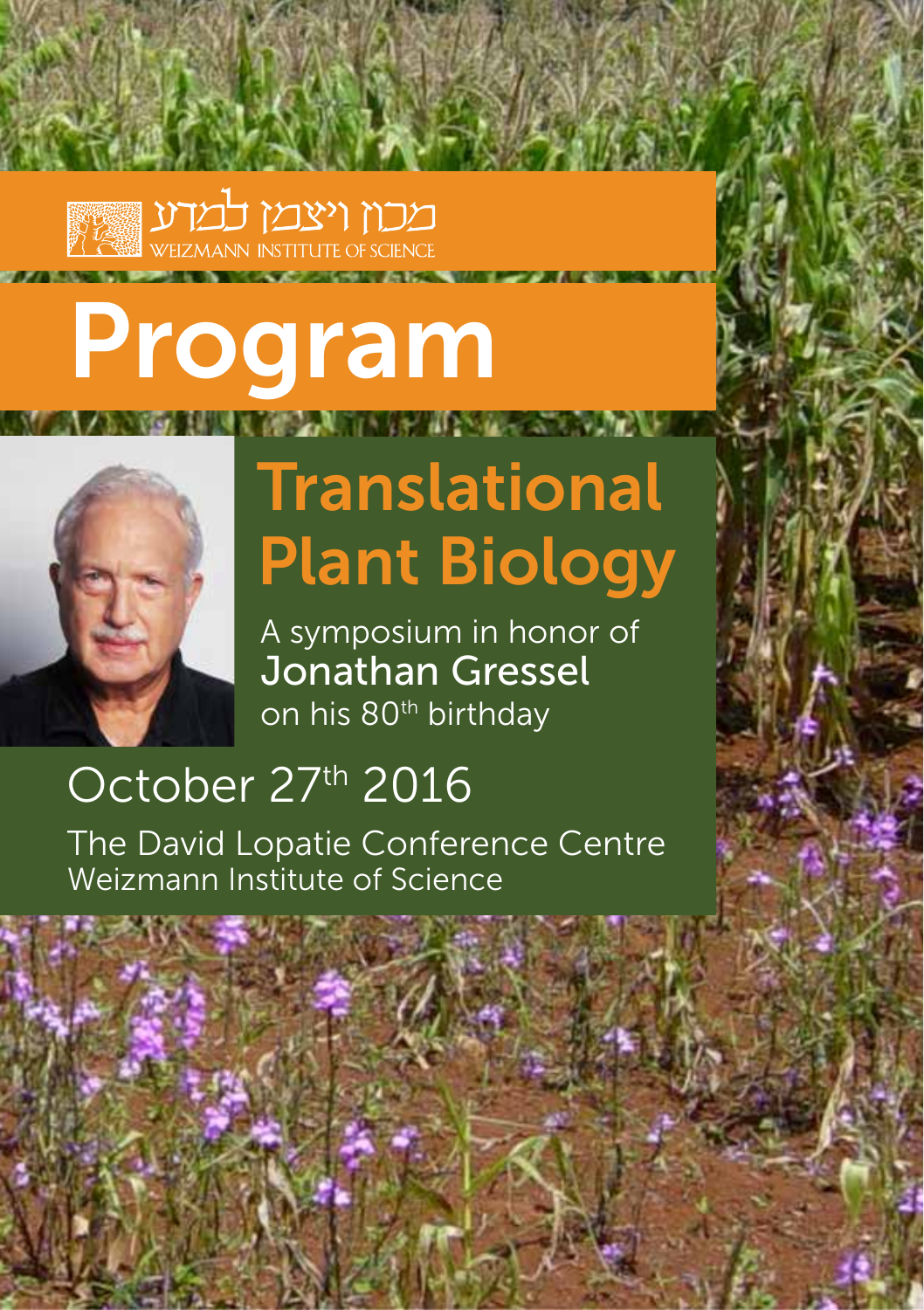מכון ויצמן למדע
WEIZMANN INSTITUTE OF SCIENCE

# Program

## Translational Plant Biology

A symposium in honor of
**Jonathan Gressel**
on his 80th birthday

### October 27th 2016

The David Lopatie Conference Centre
Weizmann Institute of Science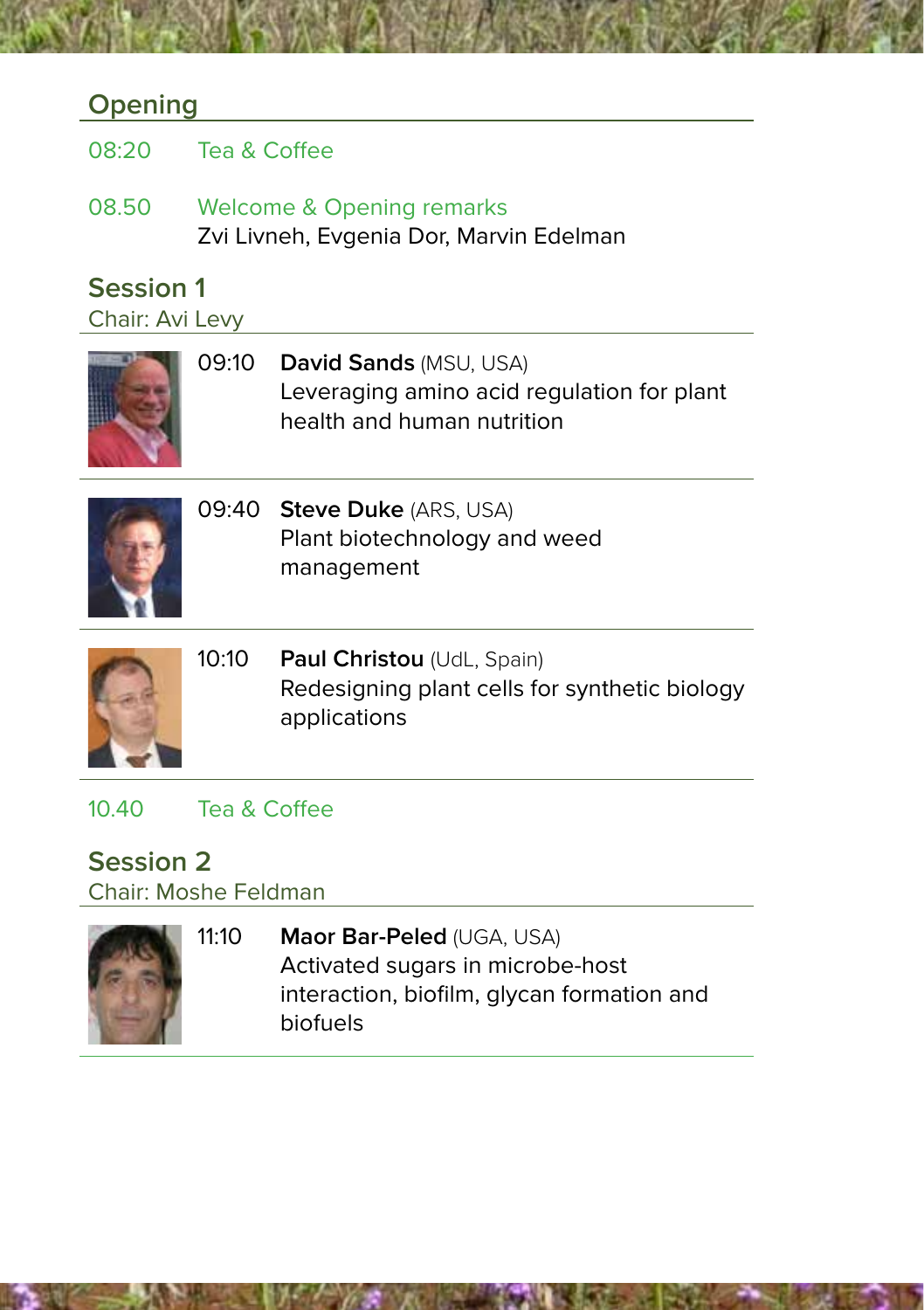## Opening

08:20 Tea & Coffee

08.50 Welcome & Opening remarks
Zvi Livneh, Evgenia Dor, Marvin Edelman

## Session 1

Chair: Avi Levy

09:10 **David Sands** (MSU, USA)
Leveraging amino acid regulation for plant health and human nutrition

09:40 **Steve Duke** (ARS, USA)
Plant biotechnology and weed management

10:10 **Paul Christou** (UdL, Spain)
Redesigning plant cells for synthetic biology applications

10.40 Tea & Coffee

## Session 2

Chair: Moshe Feldman

11:10 **Maor Bar-Peled** (UGA, USA)
Activated sugars in microbe-host interaction, biofilm, glycan formation and biofuels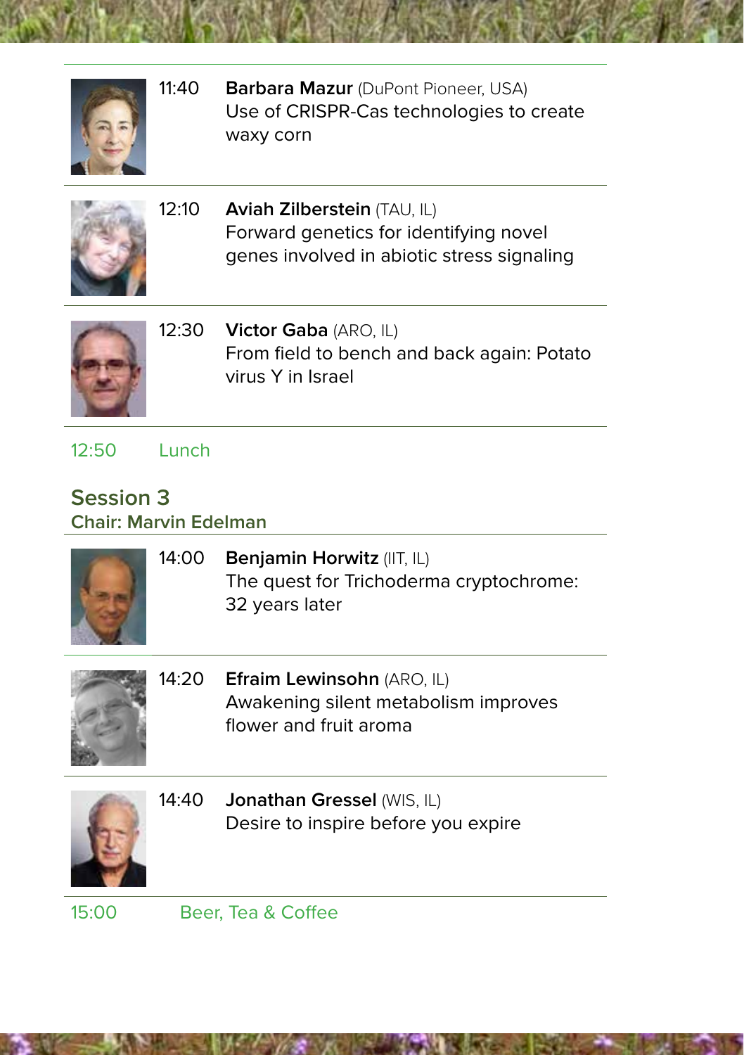11:40 **Barbara Mazur** (DuPont Pioneer, USA)
Use of CRISPR-Cas technologies to create waxy corn

12:10 **Aviah Zilberstein** (TAU, IL)
Forward genetics for identifying novel genes involved in abiotic stress signaling

12:30 **Victor Gaba** (ARO, IL)
From field to bench and back again: Potato virus Y in Israel

12:50 Lunch

## Session 3

**Chair: Marvin Edelman**

14:00 **Benjamin Horwitz** (IIT, IL)
The quest for Trichoderma cryptochrome: 32 years later

14:20 **Efraim Lewinsohn** (ARO, IL)
Awakening silent metabolism improves flower and fruit aroma

14:40 **Jonathan Gressel** (WIS, IL)
Desire to inspire before you expire

15:00 Beer, Tea & Coffee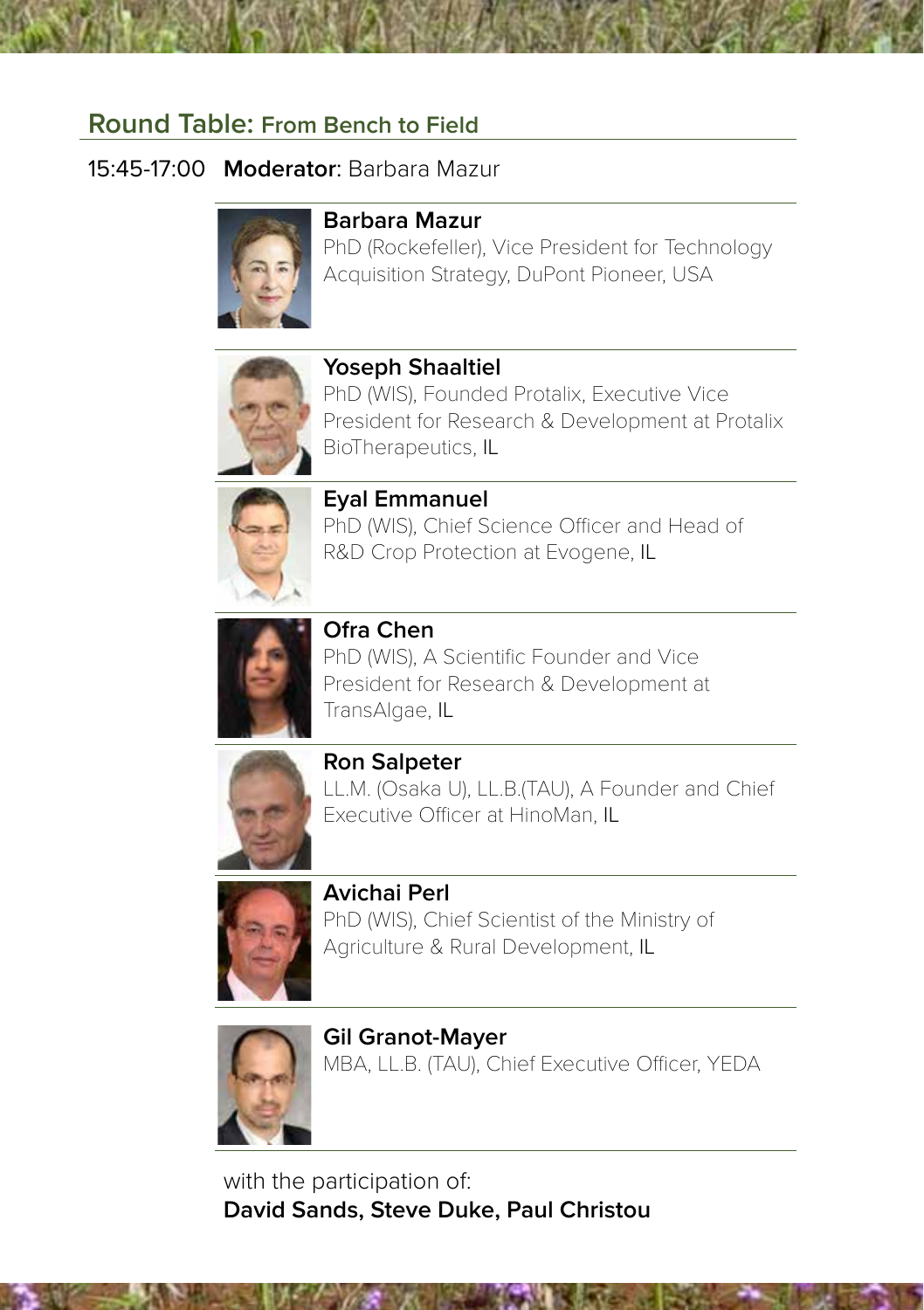## Round Table: From Bench to Field

15:45-17:00 **Moderator**: Barbara Mazur

**Barbara Mazur**
PhD (Rockefeller), Vice President for Technology Acquisition Strategy, DuPont Pioneer, USA

**Yoseph Shaaltiel**
PhD (WIS), Founded Protalix, Executive Vice President for Research & Development at Protalix BioTherapeutics, IL

**Eyal Emmanuel**
PhD (WIS), Chief Science Officer and Head of R&D Crop Protection at Evogene, IL

**Ofra Chen**
PhD (WIS), A Scientific Founder and Vice President for Research & Development at TransAlgae, IL

**Ron Salpeter**
LL.M. (Osaka U), LL.B.(TAU), A Founder and Chief Executive Officer at HinoMan, IL

**Avichai Perl**
PhD (WIS), Chief Scientist of the Ministry of Agriculture & Rural Development, IL

**Gil Granot-Mayer**
MBA, LL.B. (TAU), Chief Executive Officer, YEDA

with the participation of:
**David Sands, Steve Duke, Paul Christou**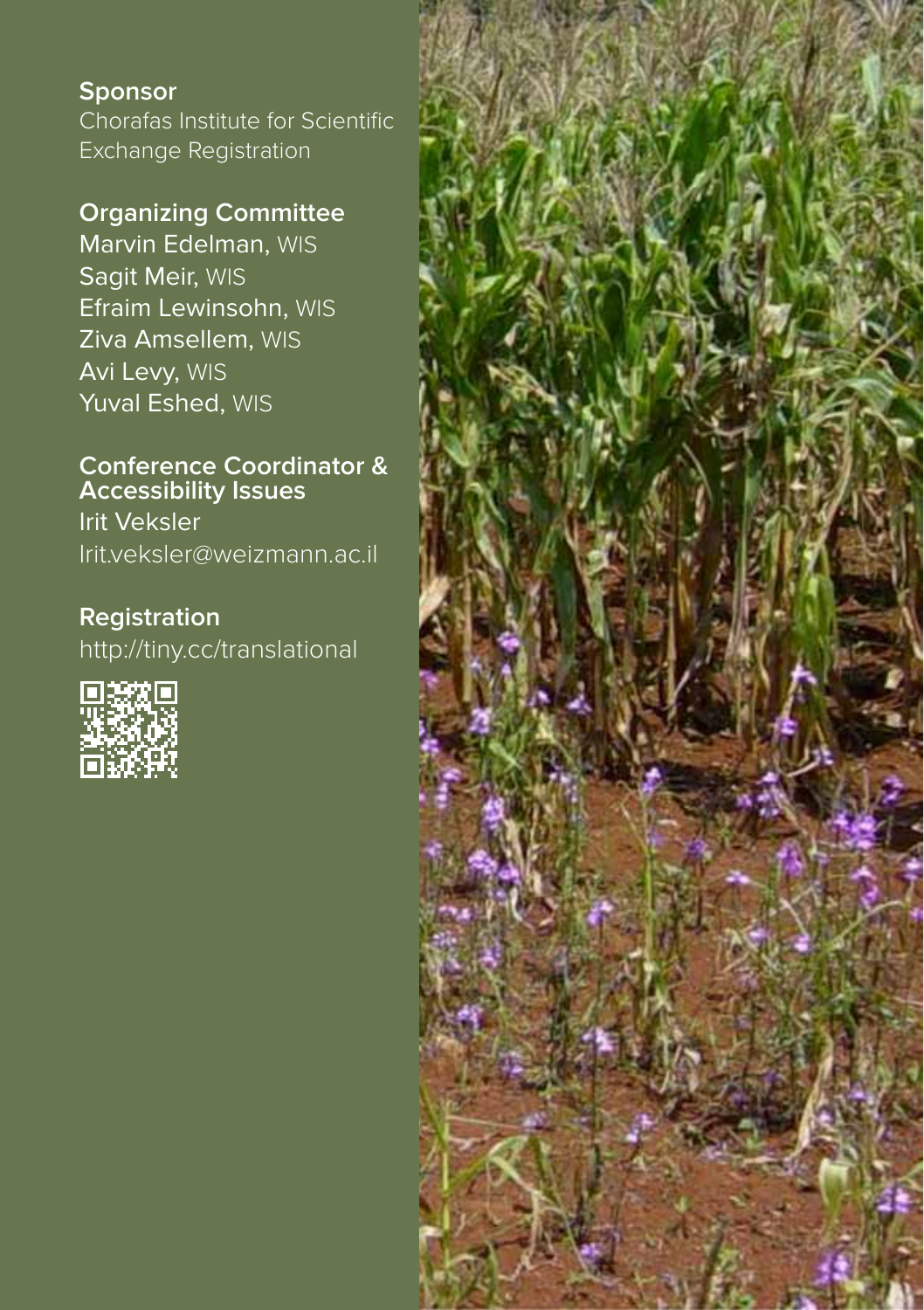**Sponsor**
Chorafas Institute for Scientific Exchange Registration

**Organizing Committee**
Marvin Edelman, WIS
Sagit Meir, WIS
Efraim Lewinsohn, WIS
Ziva Amsellem, WIS
Avi Levy, WIS
Yuval Eshed, WIS

**Conference Coordinator & Accessibility Issues**
Irit Veksler
Irit.veksler@weizmann.ac.il

**Registration**
http://tiny.cc/translational